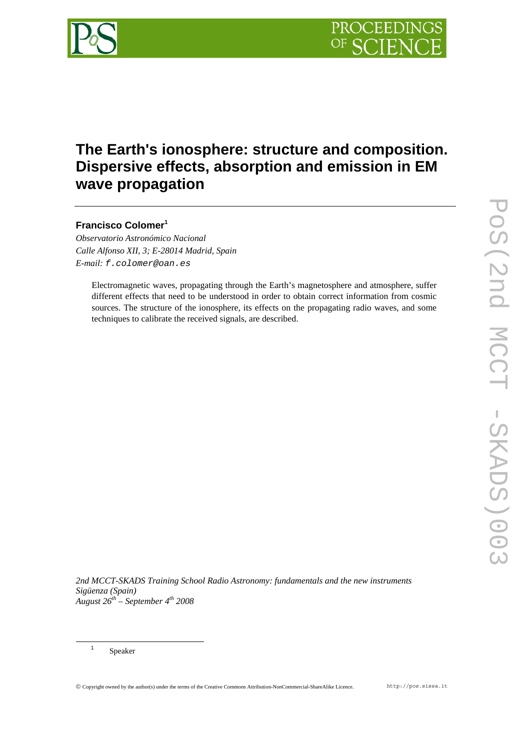# The Earth's ionosphere: structure and composition. Dispersive effects, absorption and emission in EM wave propagation

**Francisco Colomer[1]**

*Observatorio Astronómico Nacional*
*Calle Alfonso XII, 3; E-28014 Madrid, Spain*
*E-mail:* `f.colomer@oan.es`

Electromagnetic waves, propagating through the Earth's magnetosphere and atmosphere, suffer different effects that need to be understood in order to obtain correct information from cosmic sources. The structure of the ionosphere, its effects on the propagating radio waves, and some techniques to calibrate the received signals, are described.

*2nd MCCT-SKADS Training School Radio Astronomy: fundamentals and the new instruments*
*Sigüenza (Spain)*
*August 26th – September 4th 2008*

---

[1] Speaker

© Copyright owned by the author(s) under the terms of the Creative Commons Attribution-NonCommercial-ShareAlike Licence.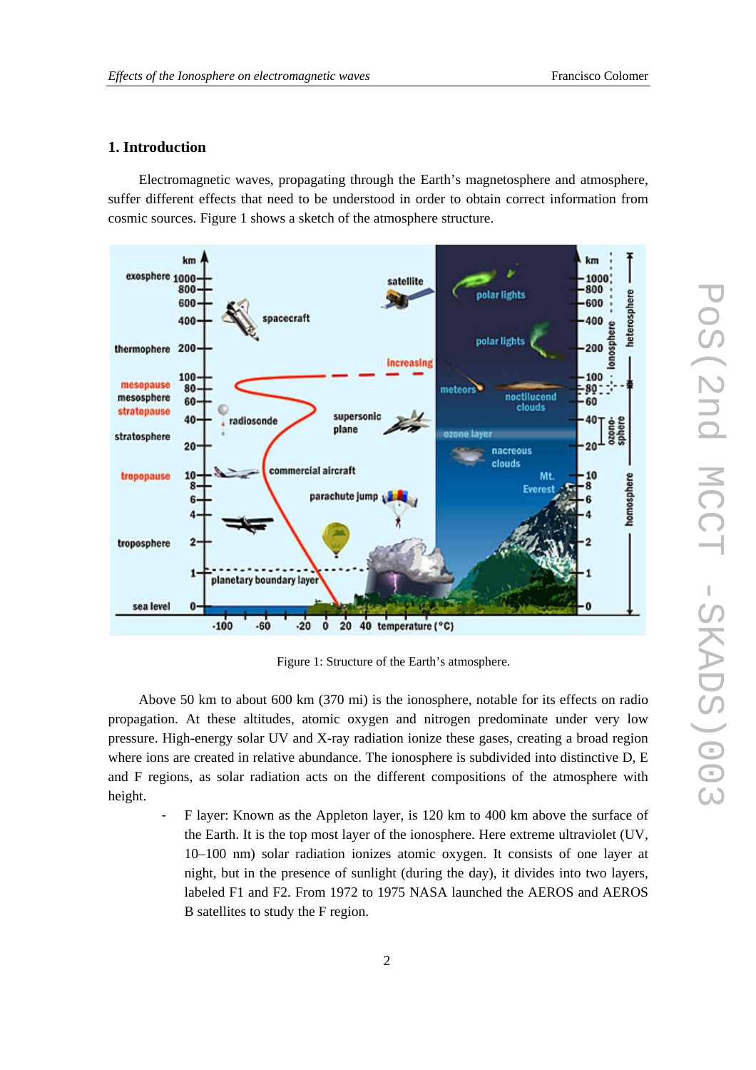## 1. Introduction

Electromagnetic waves, propagating through the Earth's magnetosphere and atmosphere, suffer different effects that need to be understood in order to obtain correct information from cosmic sources. Figure 1 shows a sketch of the atmosphere structure.

Figure 1: Structure of the Earth's atmosphere.

Above 50 km to about 600 km (370 mi) is the ionosphere, notable for its effects on radio propagation. At these altitudes, atomic oxygen and nitrogen predominate under very low pressure. High-energy solar UV and X-ray radiation ionize these gases, creating a broad region where ions are created in relative abundance. The ionosphere is subdivided into distinctive D, E and F regions, as solar radiation acts on the different compositions of the atmosphere with height.

- F layer: Known as the Appleton layer, is 120 km to 400 km above the surface of the Earth. It is the top most layer of the ionosphere. Here extreme ultraviolet (UV, 10–100 nm) solar radiation ionizes atomic oxygen. It consists of one layer at night, but in the presence of sunlight (during the day), it divides into two layers, labeled F1 and F2. From 1972 to 1975 NASA launched the AEROS and AEROS B satellites to study the F region.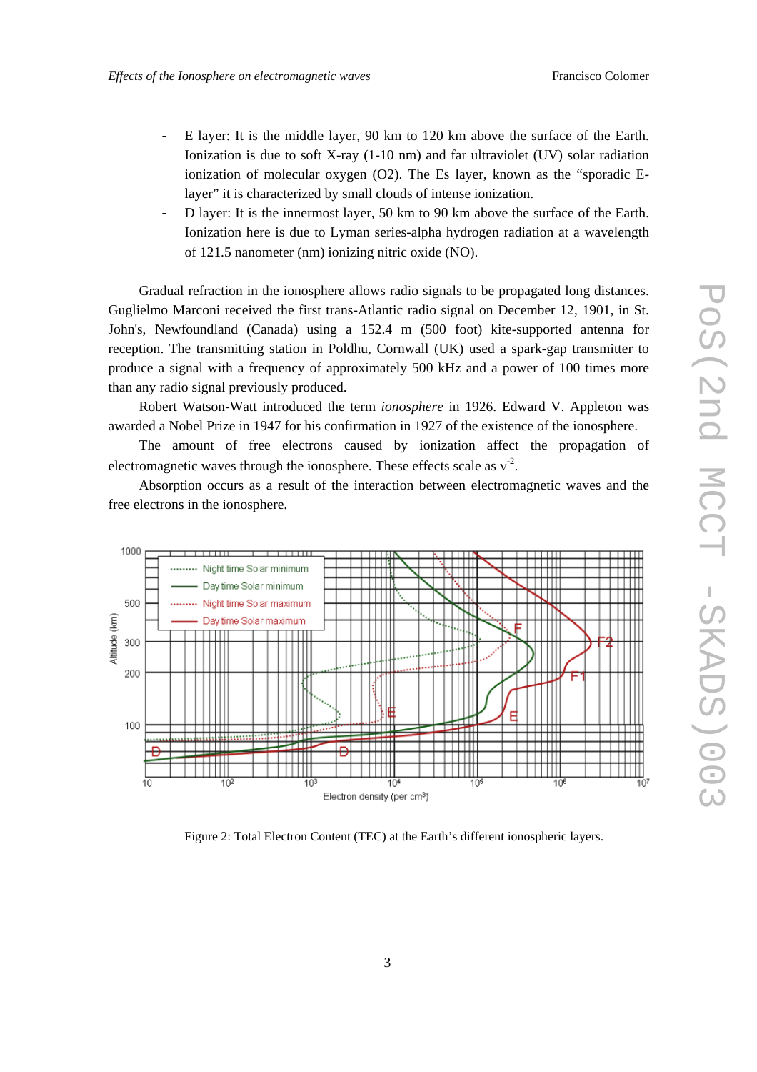- E layer: It is the middle layer, 90 km to 120 km above the surface of the Earth. Ionization is due to soft X-ray (1-10 nm) and far ultraviolet (UV) solar radiation ionization of molecular oxygen ($O_2$). The Es layer, known as the "sporadic E-layer" it is characterized by small clouds of intense ionization.
- D layer: It is the innermost layer, 50 km to 90 km above the surface of the Earth. Ionization here is due to Lyman series-alpha hydrogen radiation at a wavelength of 121.5 nanometer (nm) ionizing nitric oxide (NO).

Gradual refraction in the ionosphere allows radio signals to be propagated long distances. Guglielmo Marconi received the first trans-Atlantic radio signal on December 12, 1901, in St. John's, Newfoundland (Canada) using a 152.4 m (500 foot) kite-supported antenna for reception. The transmitting station in Poldhu, Cornwall (UK) used a spark-gap transmitter to produce a signal with a frequency of approximately 500 kHz and a power of 100 times more than any radio signal previously produced.

Robert Watson-Watt introduced the term *ionosphere* in 1926. Edward V. Appleton was awarded a Nobel Prize in 1947 for his confirmation in 1927 of the existence of the ionosphere.

The amount of free electrons caused by ionization affect the propagation of electromagnetic waves through the ionosphere. These effects scale as $v^{-2}$.

Absorption occurs as a result of the interaction between electromagnetic waves and the free electrons in the ionosphere.

Figure 2: Total Electron Content (TEC) at the Earth's different ionospheric layers.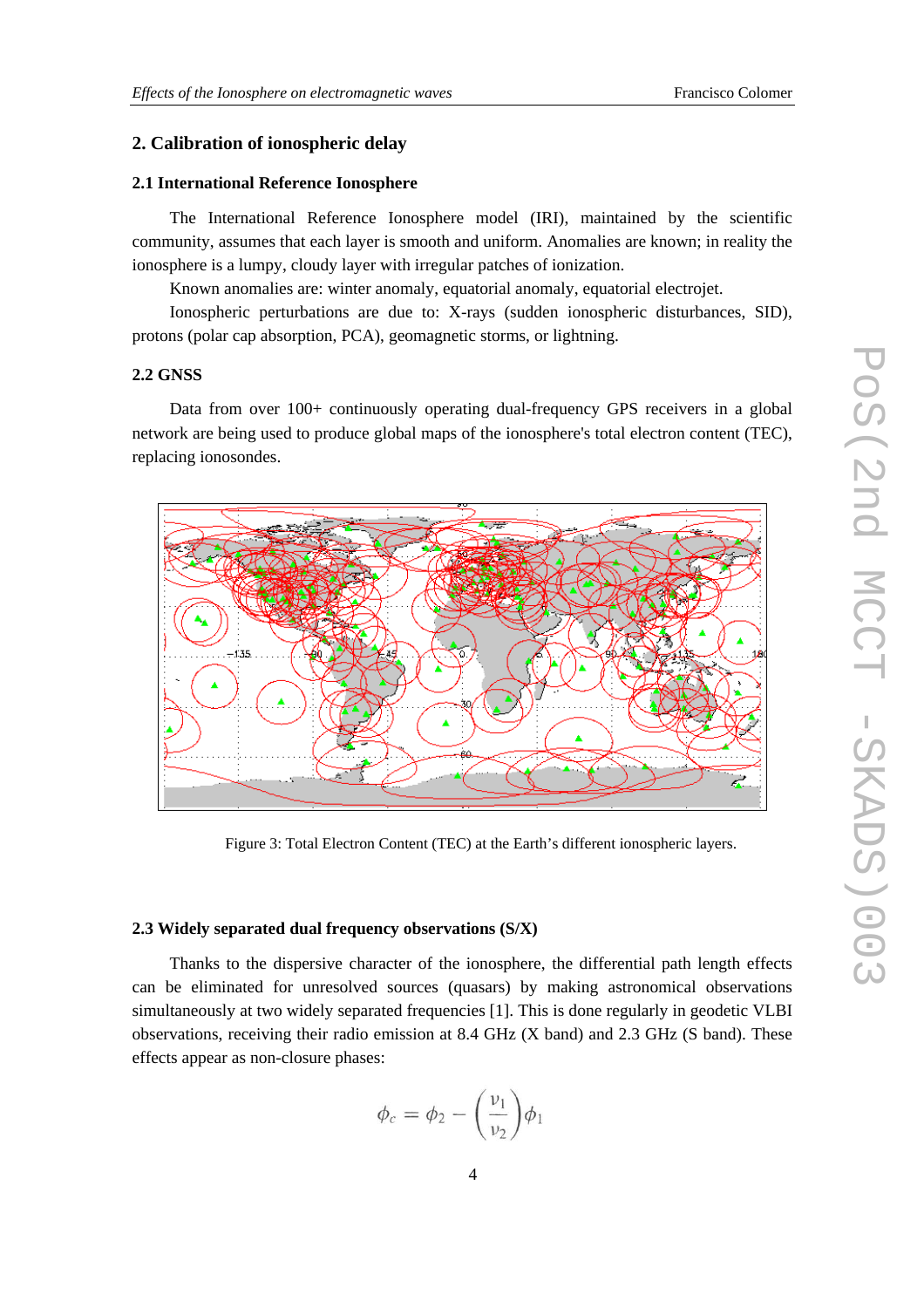## 2. Calibration of ionospheric delay

### 2.1 International Reference Ionosphere

The International Reference Ionosphere model (IRI), maintained by the scientific community, assumes that each layer is smooth and uniform. Anomalies are known; in reality the ionosphere is a lumpy, cloudy layer with irregular patches of ionization.

Known anomalies are: winter anomaly, equatorial anomaly, equatorial electrojet.

Ionospheric perturbations are due to: X-rays (sudden ionospheric disturbances, SID), protons (polar cap absorption, PCA), geomagnetic storms, or lightning.

### 2.2 GNSS

Data from over 100+ continuously operating dual-frequency GPS receivers in a global network are being used to produce global maps of the ionosphere's total electron content (TEC), replacing ionosondes.

Figure 3: Total Electron Content (TEC) at the Earth's different ionospheric layers.

### 2.3 Widely separated dual frequency observations (S/X)

Thanks to the dispersive character of the ionosphere, the differential path length effects can be eliminated for unresolved sources (quasars) by making astronomical observations simultaneously at two widely separated frequencies [1]. This is done regularly in geodetic VLBI observations, receiving their radio emission at 8.4 GHz (X band) and 2.3 GHz (S band). These effects appear as non-closure phases:

$$\phi_c = \phi_2 - \left(\frac{\nu_1}{\nu_2}\right)\phi_1$$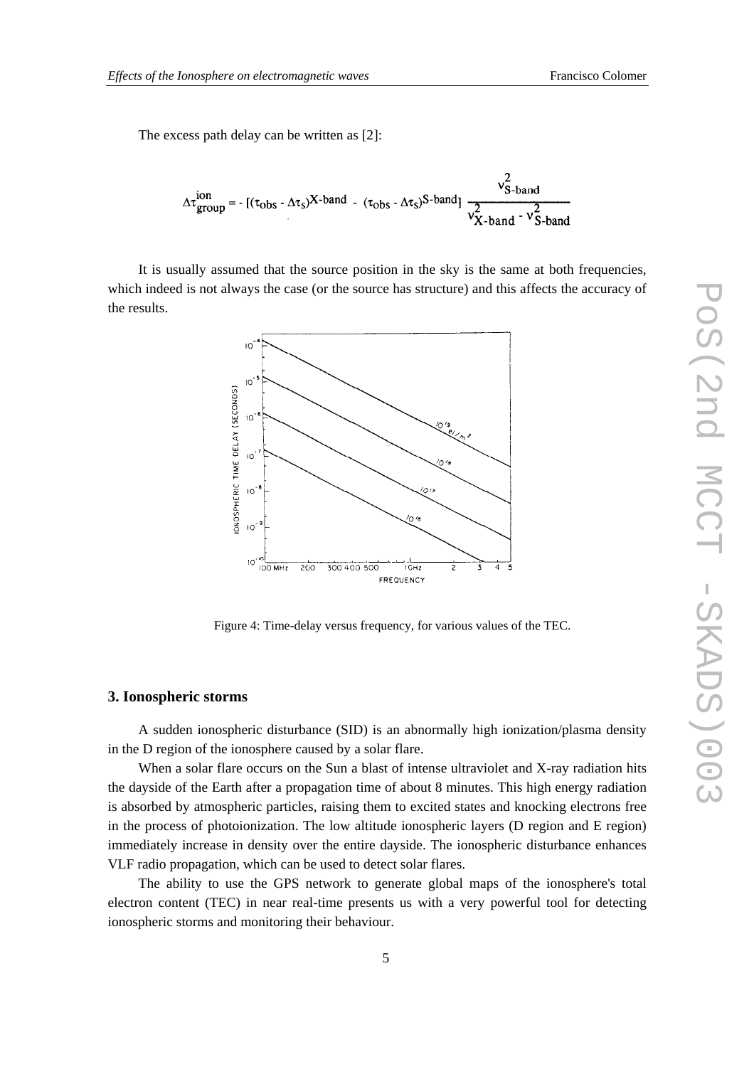The excess path delay can be written as [2]:

$$\Delta\tau^{\text{ion}}_{\text{group}} = - [(\tau_{\text{obs}} - \Delta\tau_{\text{S}})^{\text{X-band}} - (\tau_{\text{obs}} - \Delta\tau_{\text{S}})^{\text{S-band}}] \frac{\nu^2_{\text{S-band}}}{\nu^2_{\text{X-band}} - \nu^2_{\text{S-band}}}$$

It is usually assumed that the source position in the sky is the same at both frequencies, which indeed is not always the case (or the source has structure) and this affects the accuracy of the results.

Figure 4: Time-delay versus frequency, for various values of the TEC.

## 3. Ionospheric storms

A sudden ionospheric disturbance (SID) is an abnormally high ionization/plasma density in the D region of the ionosphere caused by a solar flare.

When a solar flare occurs on the Sun a blast of intense ultraviolet and X-ray radiation hits the dayside of the Earth after a propagation time of about 8 minutes. This high energy radiation is absorbed by atmospheric particles, raising them to excited states and knocking electrons free in the process of photoionization. The low altitude ionospheric layers (D region and E region) immediately increase in density over the entire dayside. The ionospheric disturbance enhances VLF radio propagation, which can be used to detect solar flares.

The ability to use the GPS network to generate global maps of the ionosphere's total electron content (TEC) in near real-time presents us with a very powerful tool for detecting ionospheric storms and monitoring their behaviour.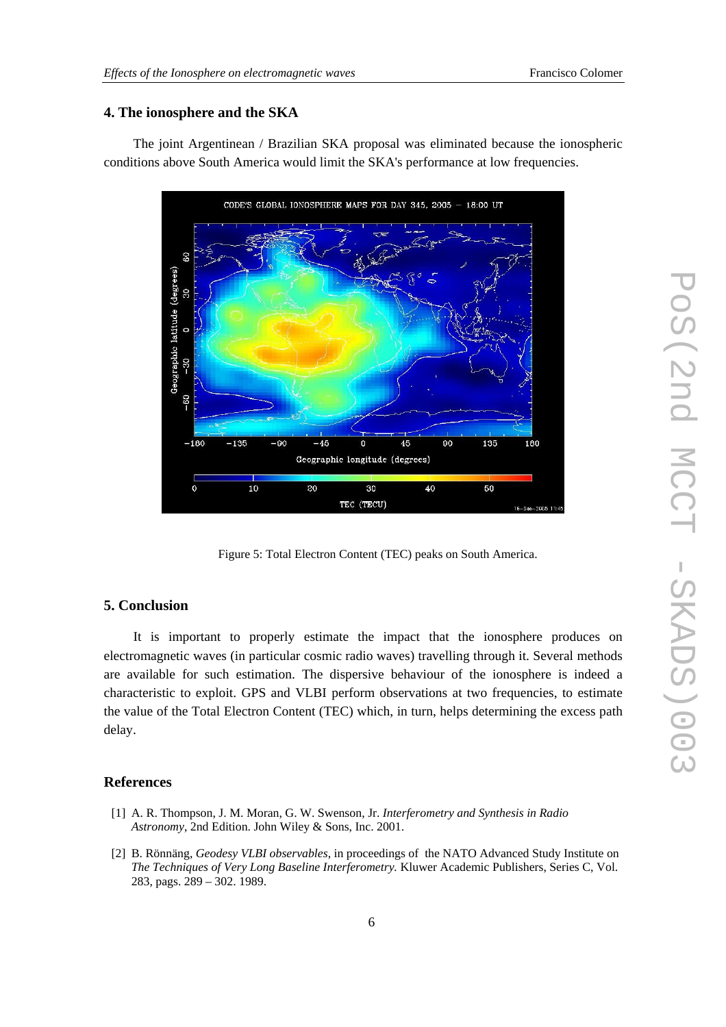## 4. The ionosphere and the SKA

The joint Argentinean / Brazilian SKA proposal was eliminated because the ionospheric conditions above South America would limit the SKA's performance at low frequencies.

CODE'S GLOBAL IONOSPHERE MAPS FOR DAY 345, 2005 – 18:00 UT

Geographic latitude (degrees)

60
30
0
-30
-60

-180 -135 -90 -45 0 45 90 135 180

Geographic longitude (degrees)

0 10 20 30 40 50

TEC (TECU)

16-Dec-2005 11:45

Figure 5: Total Electron Content (TEC) peaks on South America.

## 5. Conclusion

It is important to properly estimate the impact that the ionosphere produces on electromagnetic waves (in particular cosmic radio waves) travelling through it. Several methods are available for such estimation. The dispersive behaviour of the ionosphere is indeed a characteristic to exploit. GPS and VLBI perform observations at two frequencies, to estimate the value of the Total Electron Content (TEC) which, in turn, helps determining the excess path delay.

## References

[1] A. R. Thompson, J. M. Moran, G. W. Swenson, Jr. *Interferometry and Synthesis in Radio Astronomy*, 2nd Edition. John Wiley & Sons, Inc. 2001.

[2] B. Rönnäng, *Geodesy VLBI observables*, in proceedings of the NATO Advanced Study Institute on *The Techniques of Very Long Baseline Interferometry.* Kluwer Academic Publishers, Series C, Vol. 283, pags. 289 – 302. 1989.